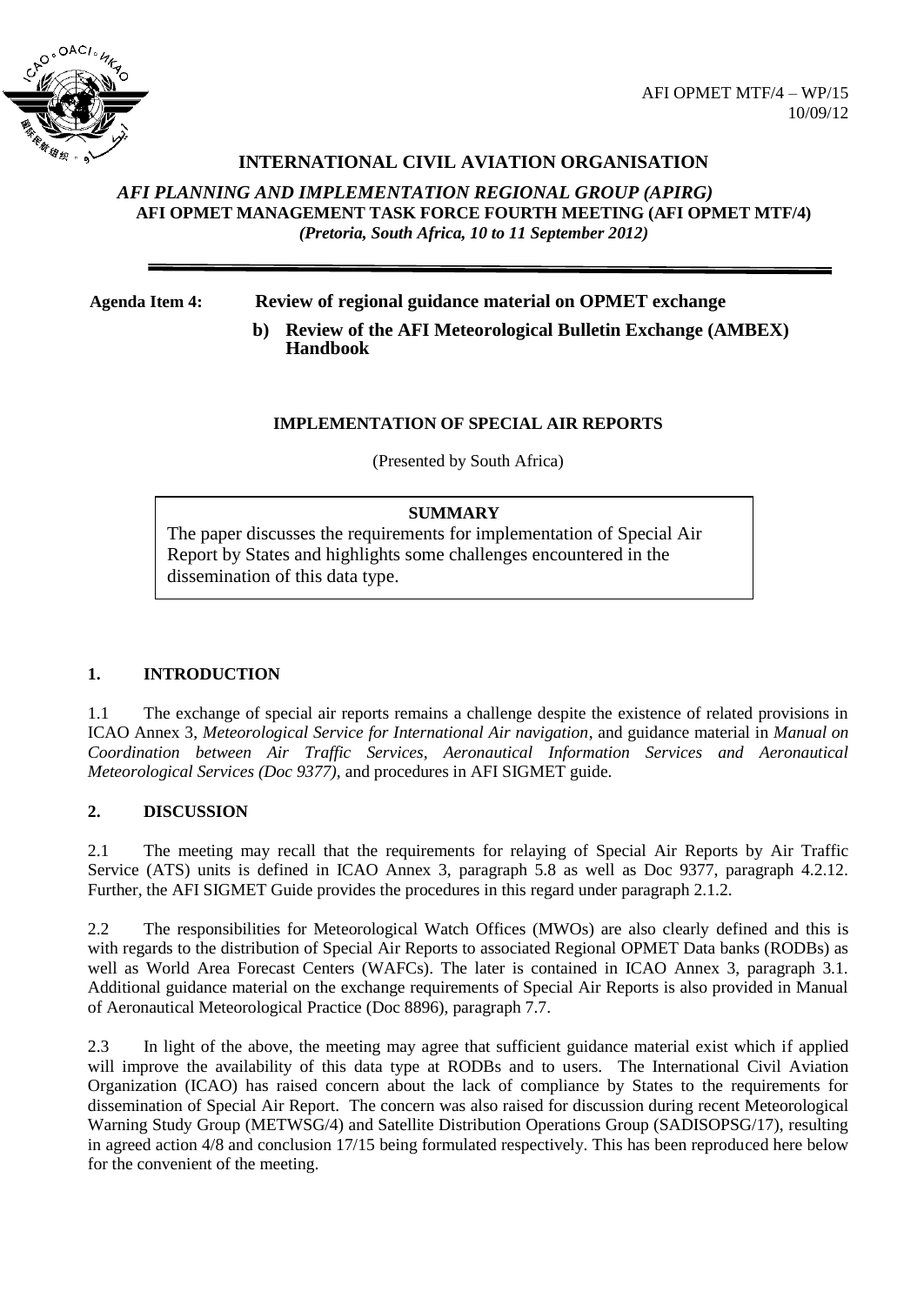AFI OPMET MTF/4 – WP/15
10/09/12

# INTERNATIONAL CIVIL AVIATION ORGANISATION

***AFI PLANNING AND IMPLEMENTATION REGIONAL GROUP (APIRG)***
**AFI OPMET MANAGEMENT TASK FORCE FOURTH MEETING (AFI OPMET MTF/4)**
***(Pretoria, South Africa, 10 to 11 September 2012)***

---

**Agenda Item 4: Review of regional guidance material on OPMET exchange**

**b) Review of the AFI Meteorological Bulletin Exchange (AMBEX) Handbook**

## IMPLEMENTATION OF SPECIAL AIR REPORTS

(Presented by South Africa)

**SUMMARY**

The paper discusses the requirements for implementation of Special Air Report by States and highlights some challenges encountered in the dissemination of this data type.

## 1. INTRODUCTION

1.1 The exchange of special air reports remains a challenge despite the existence of related provisions in ICAO Annex 3, *Meteorological Service for International Air navigation*, and guidance material in *Manual on Coordination between Air Traffic Services, Aeronautical Information Services and Aeronautical Meteorological Services (Doc 9377)*, and procedures in AFI SIGMET guide.

## 2. DISCUSSION

2.1 The meeting may recall that the requirements for relaying of Special Air Reports by Air Traffic Service (ATS) units is defined in ICAO Annex 3, paragraph 5.8 as well as Doc 9377, paragraph 4.2.12. Further, the AFI SIGMET Guide provides the procedures in this regard under paragraph 2.1.2.

2.2 The responsibilities for Meteorological Watch Offices (MWOs) are also clearly defined and this is with regards to the distribution of Special Air Reports to associated Regional OPMET Data banks (RODBs) as well as World Area Forecast Centers (WAFCs). The later is contained in ICAO Annex 3, paragraph 3.1. Additional guidance material on the exchange requirements of Special Air Reports is also provided in Manual of Aeronautical Meteorological Practice (Doc 8896), paragraph 7.7.

2.3 In light of the above, the meeting may agree that sufficient guidance material exist which if applied will improve the availability of this data type at RODBs and to users. The International Civil Aviation Organization (ICAO) has raised concern about the lack of compliance by States to the requirements for dissemination of Special Air Report. The concern was also raised for discussion during recent Meteorological Warning Study Group (METWSG/4) and Satellite Distribution Operations Group (SADISOPSG/17), resulting in agreed action 4/8 and conclusion 17/15 being formulated respectively. This has been reproduced here below for the convenient of the meeting.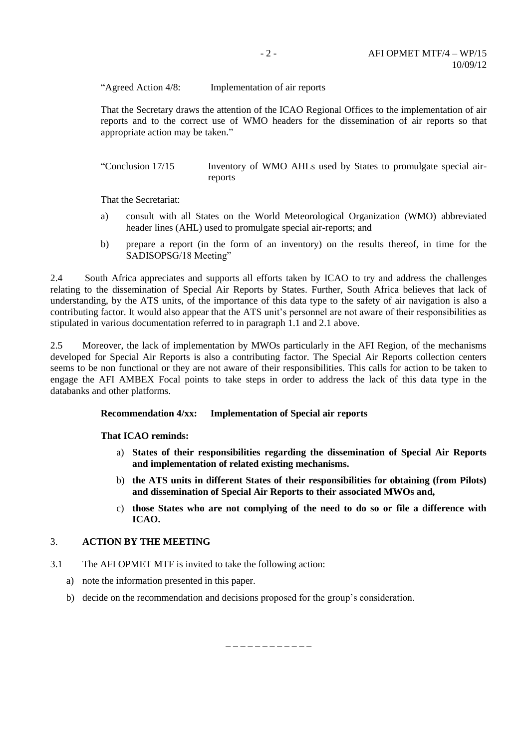"Agreed Action 4/8: Implementation of air reports

That the Secretary draws the attention of the ICAO Regional Offices to the implementation of air reports and to the correct use of WMO headers for the dissemination of air reports so that appropriate action may be taken."

"Conclusion 17/15 Inventory of WMO AHLs used by States to promulgate special air-reports

That the Secretariat:

a) consult with all States on the World Meteorological Organization (WMO) abbreviated header lines (AHL) used to promulgate special air-reports; and

b) prepare a report (in the form of an inventory) on the results thereof, in time for the SADISOPSG/18 Meeting"

2.4 South Africa appreciates and supports all efforts taken by ICAO to try and address the challenges relating to the dissemination of Special Air Reports by States. Further, South Africa believes that lack of understanding, by the ATS units, of the importance of this data type to the safety of air navigation is also a contributing factor. It would also appear that the ATS unit's personnel are not aware of their responsibilities as stipulated in various documentation referred to in paragraph 1.1 and 2.1 above.

2.5 Moreover, the lack of implementation by MWOs particularly in the AFI Region, of the mechanisms developed for Special Air Reports is also a contributing factor. The Special Air Reports collection centers seems to be non functional or they are not aware of their responsibilities. This calls for action to be taken to engage the AFI AMBEX Focal points to take steps in order to address the lack of this data type in the databanks and other platforms.

**Recommendation 4/xx: Implementation of Special air reports**

**That ICAO reminds:**

a) **States of their responsibilities regarding the dissemination of Special Air Reports and implementation of related existing mechanisms.**

b) **the ATS units in different States of their responsibilities for obtaining (from Pilots) and dissemination of Special Air Reports to their associated MWOs and,**

c) **those States who are not complying of the need to do so or file a difference with ICAO.**

## 3. ACTION BY THE MEETING

3.1 The AFI OPMET MTF is invited to take the following action:

a) note the information presented in this paper.

b) decide on the recommendation and decisions proposed for the group's consideration.

– – – – – – – – – – – –